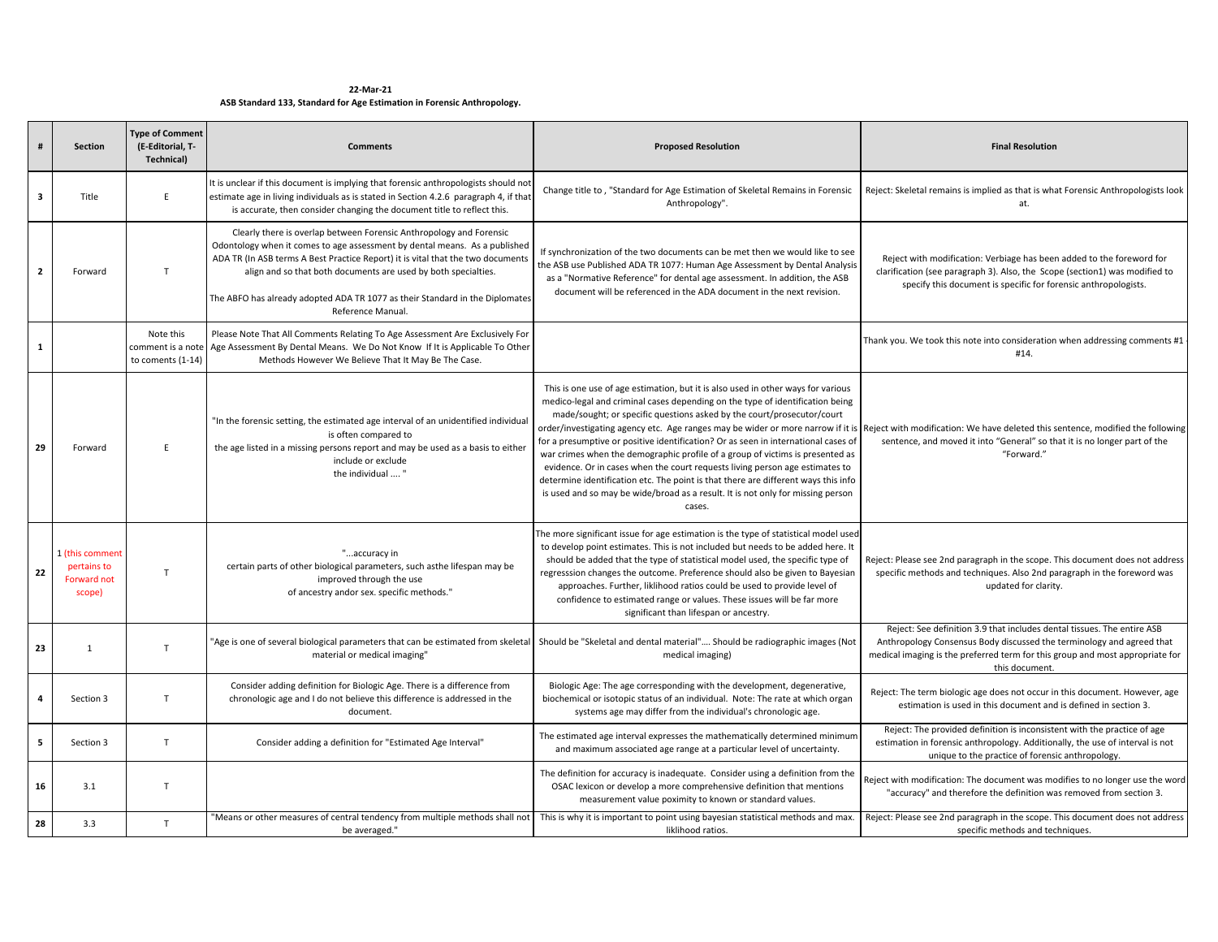**22-Mar-21**

**ASB Standard 133, Standard for Age Estimation in Forensic Anthropology.**

| # | Section | Type of Comment (E-Editorial, T-Technical) | Comments | Proposed Resolution | Final Resolution |
|---|---|---|---|---|---|
| **3** | Title | E | It is unclear if this document is implying that forensic anthropologists should not estimate age in living individuals as is stated in Section 4.2.6 paragraph 4, if that is accurate, then consider changing the document title to reflect this. | Change title to , "Standard for Age Estimation of Skeletal Remains in Forensic Anthropology". | Reject: Skeletal remains is implied as that is what Forensic Anthropologists look at. |
| **2** | Forward | T | Clearly there is overlap between Forensic Anthropology and Forensic Odontology when it comes to age assessment by dental means. As a published ADA TR (In ASB terms A Best Practice Report) it is vital that the two documents align and so that both documents are used by both specialties. The ABFO has already adopted ADA TR 1077 as their Standard in the Diplomates Reference Manual. | If synchronization of the two documents can be met then we would like to see the ASB use Published ADA TR 1077: Human Age Assessment by Dental Analysis as a "Normative Reference" for dental age assessment. In addition, the ASB document will be referenced in the ADA document in the next revision. | Reject with modification: Verbiage has been added to the foreword for clarification (see paragraph 3). Also, the Scope (section1) was modified to specify this document is specific for forensic anthropologists. |
| **1** | | Note this comment is a note to coments (1-14) | Please Note That All Comments Relating To Age Assessment Are Exclusively For Age Assessment By Dental Means. We Do Not Know If It Is Applicable To Other Methods However We Believe That It May Be The Case. | | Thank you. We took this note into consideration when addressing comments #1 - #14. |
| **29** | Forward | E | "In the forensic setting, the estimated age interval of an unidentified individual is often compared to the age listed in a missing persons report and may be used as a basis to either include or exclude the individual .... " | This is one use of age estimation, but it is also used in other ways for various medico-legal and criminal cases depending on the type of identification being made/sought; or specific questions asked by the court/prosecutor/court order/investigating agency etc. Age ranges may be wider or more narrow if it is for a presumptive or positive identification? Or as seen in international cases of war crimes when the demographic profile of a group of victims is presented as evidence. Or in cases when the court requests living person age estimates to determine identification etc. The point is that there are different ways this info is used and so may be wide/broad as a result. It is not only for missing person cases. | Reject with modification: We have deleted this sentence, modified the following sentence, and moved it into "General" so that it is no longer part of the "Forward." |
| **22** | 1 (this comment pertains to Forward not scope) | T | "...accuracy in certain parts of other biological parameters, such asthe lifespan may be improved through the use of ancestry andor sex. specific methods." | The more significant issue for age estimation is the type of statistical model used to develop point estimates. This is not included but needs to be added here. It should be added that the type of statistical model used, the specific type of regresssion changes the outcome. Preference should also be given to Bayesian approaches. Further, liklihood ratios could be used to provide level of confidence to estimated range or values. These issues will be far more significant than lifespan or ancestry. | Reject: Please see 2nd paragraph in the scope. This document does not address specific methods and techniques. Also 2nd paragraph in the foreword was updated for clarity. |
| **23** | 1 | T | "Age is one of several biological parameters that can be estimated from skeletal material or medical imaging" | Should be "Skeletal and dental material".... Should be radiographic images (Not medical imaging) | Reject: See definition 3.9 that includes dental tissues. The entire ASB Anthropology Consensus Body discussed the terminology and agreed that medical imaging is the preferred term for this group and most appropriate for this document. |
| **4** | Section 3 | T | Consider adding definition for Biologic Age. There is a difference from chronologic age and I do not believe this difference is addressed in the document. | Biologic Age: The age corresponding with the development, degenerative, biochemical or isotopic status of an individual. Note: The rate at which organ systems age may differ from the individual's chronologic age. | Reject: The term biologic age does not occur in this document. However, age estimation is used in this document and is defined in section 3. |
| **5** | Section 3 | T | Consider adding a definition for "Estimated Age Interval" | The estimated age interval expresses the mathematically determined minimum and maximum associated age range at a particular level of uncertainty. | Reject: The provided definition is inconsistent with the practice of age estimation in forensic anthropology. Additionally, the use of interval is not unique to the practice of forensic anthropology. |
| **16** | 3.1 | T | | The definition for accuracy is inadequate. Consider using a definition from the OSAC lexicon or develop a more comprehensive definition that mentions measurement value poximity to known or standard values. | Reject with modification: The document was modifies to no longer use the word "accuracy" and therefore the definition was removed from section 3. |
| **28** | 3.3 | T | "Means or other measures of central tendency from multiple methods shall not be averaged." | This is why it is important to point using bayesian statistical methods and max. liklihood ratios. | Reject: Please see 2nd paragraph in the scope. This document does not address specific methods and techniques. |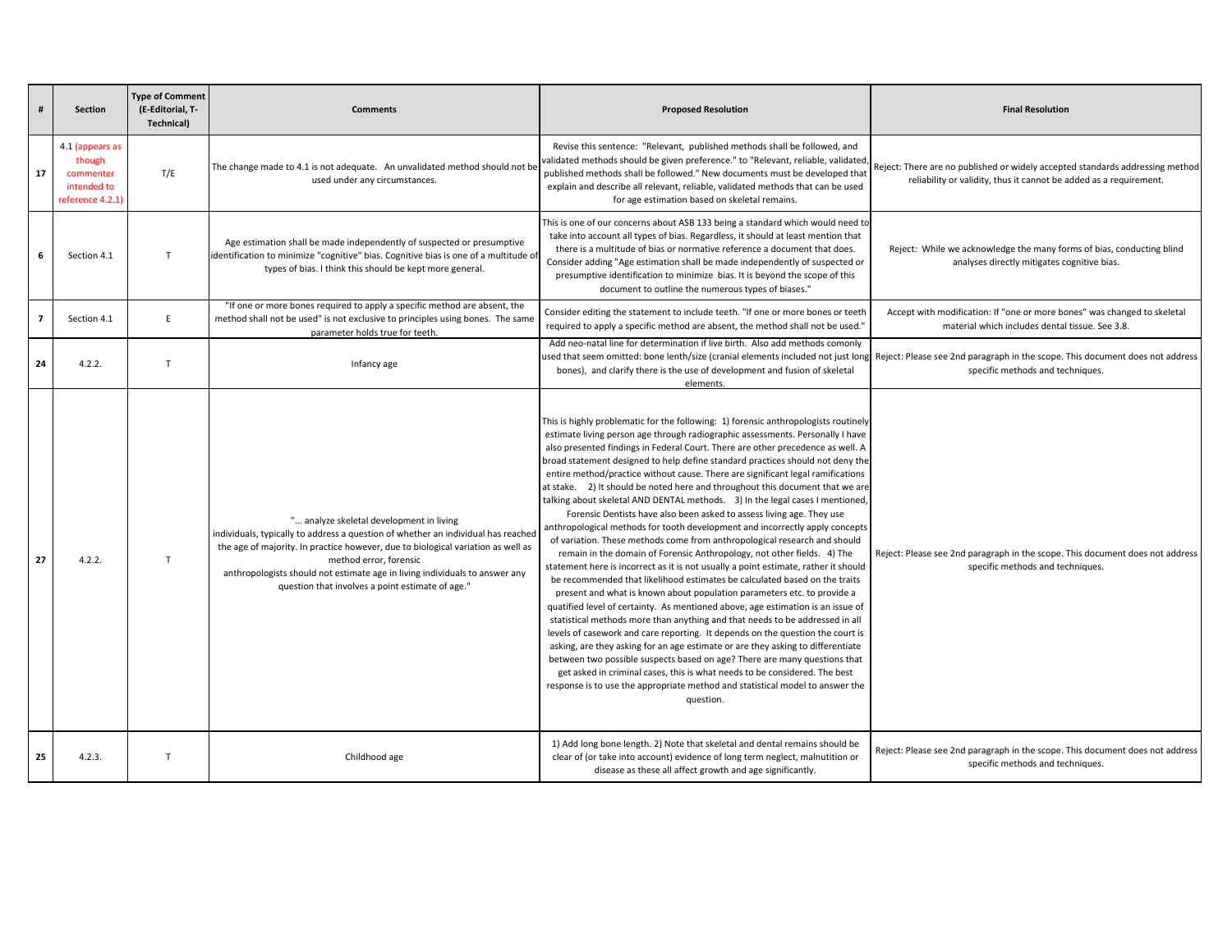| # | Section | Type of Comment (E-Editorial, T-Technical) | Comments | Proposed Resolution | Final Resolution |
|---|---|---|---|---|---|
| 17 | 4.1 (appears as though commenter intended to reference 4.2.1) | T/E | The change made to 4.1 is not adequate. An unvalidated method should not be used under any circumstances. | Revise this sentence: "Relevant, published methods shall be followed, and validated methods should be given preference." to "Relevant, reliable, validated, published methods shall be followed." New documents must be developed that explain and describe all relevant, reliable, validated methods that can be used for age estimation based on skeletal remains. | Reject: There are no published or widely accepted standards addressing method reliability or validity, thus it cannot be added as a requirement. |
| 6 | Section 4.1 | T | Age estimation shall be made independently of suspected or presumptive identification to minimize "cognitive" bias. Cognitive bias is one of a multitude of types of bias. I think this should be kept more general. | This is one of our concerns about ASB 133 being a standard which would need to take into account all types of bias. Regardless, it should at least mention that there is a multitude of bias or normative reference a document that does. Consider adding "Age estimation shall be made independently of suspected or presumptive identification to minimize bias. It is beyond the scope of this document to outline the numerous types of biases." | Reject: While we acknowledge the many forms of bias, conducting blind analyses directly mitigates cognitive bias. |
| 7 | Section 4.1 | E | "If one or more bones required to apply a specific method are absent, the method shall not be used" is not exclusive to principles using bones. The same parameter holds true for teeth. | Consider editing the statement to include teeth. "If one or more bones or teeth required to apply a specific method are absent, the method shall not be used." | Accept with modification: If "one or more bones" was changed to skeletal material which includes dental tissue. See 3.8. |
| 24 | 4.2.2. | T | Infancy age | Add neo-natal line for determination if live birth. Also add methods comonly used that seem omitted: bone lenth/size (cranial elements included not just long bones), and clarify there is the use of development and fusion of skeletal elements. | Reject: Please see 2nd paragraph in the scope. This document does not address specific methods and techniques. |
| 27 | 4.2.2. | T | "... analyze skeletal development in living individuals, typically to address a question of whether an individual has reached the age of majority. In practice however, due to biological variation as well as method error, forensic anthropologists should not estimate age in living individuals to answer any question that involves a point estimate of age." | This is highly problematic for the following: 1) forensic anthropologists routinely estimate living person age through radiographic assessments. Personally I have also presented findings in Federal Court. There are other precedence as well. A broad statement designed to help define standard practices should not deny the entire method/practice without cause. There are significant legal ramifications at stake. 2) It should be noted here and throughout this document that we are talking about skeletal AND DENTAL methods. 3) In the legal cases I mentioned, Forensic Dentists have also been asked to assess living age. They use anthropological methods for tooth development and incorrectly apply concepts of variation. These methods come from anthropological research and should remain in the domain of Forensic Anthropology, not other fields. 4) The statement here is incorrect as it is not usually a point estimate, rather it should be recommended that likelihood estimates be calculated based on the traits present and what is known about population parameters etc. to provide a quatified level of certainty. As mentioned above, age estimation is an issue of statistical methods more than anything and that needs to be addressed in all levels of casework and care reporting. It depends on the question the court is asking, are they asking for an age estimate or are they asking to differentiate between two possible suspects based on age? There are many questions that get asked in criminal cases, this is what needs to be considered. The best response is to use the appropriate method and statistical model to answer the question. | Reject: Please see 2nd paragraph in the scope. This document does not address specific methods and techniques. |
| 25 | 4.2.3. | T | Childhood age | 1) Add long bone length. 2) Note that skeletal and dental remains should be clear of (or take into account) evidence of long term neglect, malnutition or disease as these all affect growth and age significantly. | Reject: Please see 2nd paragraph in the scope. This document does not address specific methods and techniques. |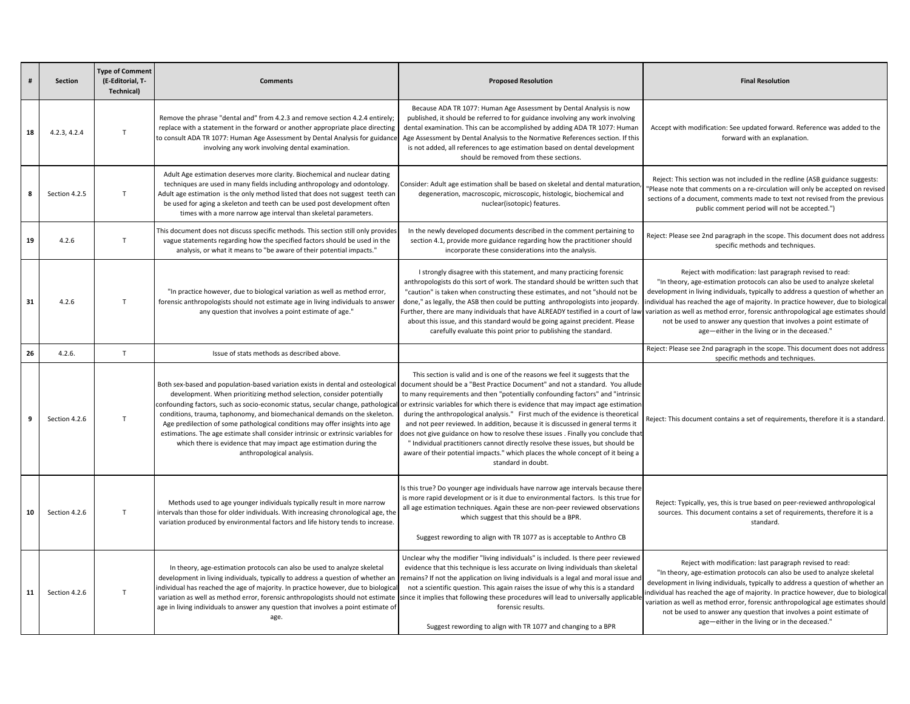| # | Section | Type of Comment (E-Editorial, T-Technical) | Comments | Proposed Resolution | Final Resolution |
|---|---|---|---|---|---|
| 18 | 4.2.3, 4.2.4 | T | Remove the phrase "dental and" from 4.2.3 and remove section 4.2.4 entirely; replace with a statement in the forward or another appropriate place directing to consult ADA TR 1077: Human Age Assessment by Dental Analysis for guidance involving any work involving dental examination. | Because ADA TR 1077: Human Age Assessment by Dental Analysis is now published, it should be referred to for guidance involving any work involving dental examination. This can be accomplished by adding ADA TR 1077: Human Age Assessment by Dental Analysis to the Normative References section. If this is not added, all references to age estimation based on dental development should be removed from these sections. | Accept with modification: See updated forward. Reference was added to the forward with an explanation. |
| 8 | Section 4.2.5 | T | Adult Age estimation deserves more clarity. Biochemical and nuclear dating techniques are used in many fields including anthropology and odontology. Adult age estimation is the only method listed that does not suggest teeth can be used for aging a skeleton and teeth can be used post development often times with a more narrow age interval than skeletal parameters. | Consider: Adult age estimation shall be based on skeletal and dental maturation, degeneration, macroscopic, microscopic, histologic, biochemical and nuclear(isotopic) features. | Reject: This section was not included in the redline (ASB guidance suggests: "Please note that comments on a re-circulation will only be accepted on revised sections of a document, comments made to text not revised from the previous public comment period will not be accepted.") |
| 19 | 4.2.6 | T | This document does not discuss specific methods. This section still only provides vague statements regarding how the specific factors should be used in the analysis, or what it means to "be aware of their potential impacts." | In the newly developed documents described in the comment pertaining to section 4.1, provide more guidance regarding how the practitioner should incorporate these considerations into the analysis. | Reject: Please see 2nd paragraph in the scope. This document does not address specific methods and techniques. |
| 31 | 4.2.6 | T | "In practice however, due to biological variation as well as method error, forensic anthropologists should not estimate age in living individuals to answer any question that involves a point estimate of age." | I strongly disagree with this statement, and many practicing forensic anthropologists do this sort of work. The standard should be written such that "caution" is taken when constructing these estimates, and not "should not be done," as legally, the ASB then could be putting anthropologists into jeopardy. Further, there are many individuals that have ALREADY testified in a court of law about this issue, and this standard would be going against precident. Please carefully evaluate this point prior to publishing the standard. | Reject with modification: last paragraph revised to read: "In theory, age-estimation protocols can also be used to analyze skeletal development in living individuals, typically to address a question of whether an individual has reached the age of majority. In practice however, due to biological variation as well as method error, forensic anthropological age estimates should not be used to answer any question that involves a point estimate of age—either in the living or in the deceased." |
| 26 | 4.2.6. | T | Issue of stats methods as described above. | | Reject: Please see 2nd paragraph in the scope. This document does not address specific methods and techniques. |
| 9 | Section 4.2.6 | T | Both sex-based and population-based variation exists in dental and osteological development. When prioritizing method selection, consider potentially confounding factors, such as socio-economic status, secular change, pathological conditions, trauma, taphonomy, and biomechanical demands on the skeleton. Age predilection of some pathological conditions may offer insights into age estimations. The age estimate shall consider intrinsic or extrinsic variables for which there is evidence that may impact age estimation during the anthropological analysis. | This section is valid and is one of the reasons we feel it suggests that the document should be a "Best Practice Document" and not a standard. You allude to many requirements and then "potentially confounding factors" and "intrinsic or extrinsic variables for which there is evidence that may impact age estimation during the anthropological analysis." First much of the evidence is theoretical and not peer reviewed. In addition, because it is discussed in general terms it does not give guidance on how to resolve these issues . Finally you conclude that " Individual practitioners cannot directly resolve these issues, but should be aware of their potential impacts." which places the whole concept of it being a standard in doubt. | Reject: This document contains a set of requirements, therefore it is a standard. |
| 10 | Section 4.2.6 | T | Methods used to age younger individuals typically result in more narrow intervals than those for older individuals. With increasing chronological age, the variation produced by environmental factors and life history tends to increase. | Is this true? Do younger age individuals have narrow age intervals because there is more rapid development or is it due to environmental factors. Is this true for all age estimation techniques. Again these are non-peer reviewed observations which suggest that this should be a BPR.<br><br>Suggest rewording to align with TR 1077 as is acceptable to Anthro CB | Reject: Typically, yes, this is true based on peer-reviewed anthropological sources. This document contains a set of requirements, therefore it is a standard. |
| 11 | Section 4.2.6 | T | In theory, age-estimation protocols can also be used to analyze skeletal development in living individuals, typically to address a question of whether an individual has reached the age of majority. In practice however, due to biological variation as well as method error, forensic anthropologists should not estimate age in living individuals to answer any question that involves a point estimate of age. | Unclear why the modifier "living individuals" is included. Is there peer reviewed evidence that this technique is less accurate on living individuals than skeletal remains? If not the application on living individuals is a legal and moral issue and not a scientific question. This again raises the issue of why this is a standard since it implies that following these procedures will lead to universally applicable forensic results.<br><br>Suggest rewording to align with TR 1077 and changing to a BPR | Reject with modification: last paragraph revised to read: "In theory, age-estimation protocols can also be used to analyze skeletal development in living individuals, typically to address a question of whether an individual has reached the age of majority. In practice however, due to biological variation as well as method error, forensic anthropological age estimates should not be used to answer any question that involves a point estimate of age—either in the living or in the deceased." |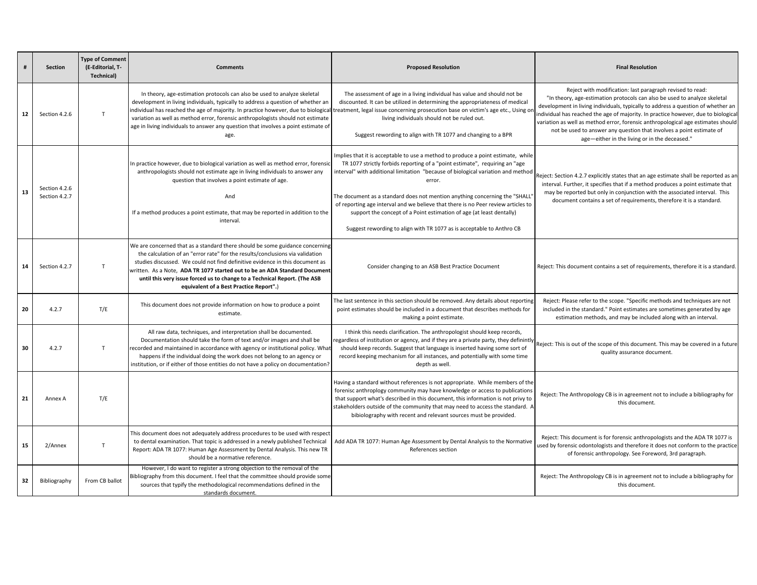| # | Section | Type of Comment (E-Editorial, T-Technical) | Comments | Proposed Resolution | Final Resolution |
|---|---|---|---|---|---|
| 12 | Section 4.2.6 | T | In theory, age-estimation protocols can also be used to analyze skeletal development in living individuals, typically to address a question of whether an individual has reached the age of majority. In practice however, due to biological variation as well as method error, forensic anthropologists should not estimate age in living individuals to answer any question that involves a point estimate of age. | The assessment of age in a living individual has value and should not be discounted. It can be utilized in determining the appropriateness of medical treatment, legal issue concerning prosecution base on victim's age etc., Using on living individuals should not be ruled out.<br><br>Suggest rewording to align with TR 1077 and changing to a BPR | Reject with modification: last paragraph revised to read:<br>"In theory, age-estimation protocols can also be used to analyze skeletal development in living individuals, typically to address a question of whether an individual has reached the age of majority. In practice however, due to biological variation as well as method error, forensic anthropological age estimates should not be used to answer any question that involves a point estimate of age—either in the living or in the deceased." |
| 13 | Section 4.2.6<br>Section 4.2.7 | | In practice however, due to biological variation as well as method error, forensic anthropologists should not estimate age in living individuals to answer any question that involves a point estimate of age.<br><br>And<br><br>If a method produces a point estimate, that may be reported in addition to the interval. | Implies that it is acceptable to use a method to produce a point estimate, while TR 1077 strictly forbids reporting of a "point estimate", requiring an "age interval" with additional limitation "because of biological variation and method error.<br><br>The document as a standard does not mention anything concerning the "SHALL" of reporting age interval and we believe that there is no Peer review articles to support the concept of a Point estimation of age (at least dentally)<br><br>Suggest rewording to align with TR 1077 as is acceptable to Anthro CB | Reject: Section 4.2.7 explicitly states that an age estimate shall be reported as an interval. Further, it specifies that if a method produces a point estimate that may be reported but only in conjunction with the associated interval. This document contains a set of requirements, therefore it is a standard. |
| 14 | Section 4.2.7 | T | We are concerned that as a standard there should be some guidance concerning the calculation of an "error rate" for the results/conclusions via validation studies discussed. We could not find definitive evidence in this document as written. As a Note, **ADA TR 1077 started out to be an ADA Standard Document until this very issue forced us to change to a Technical Report. (The ASB equivalent of a Best Practice Report".**) | Consider changing to an ASB Best Practice Document | Reject: This document contains a set of requirements, therefore it is a standard. |
| 20 | 4.2.7 | T/E | This document does not provide information on how to produce a point estimate. | The last sentence in this section should be removed. Any details about reporting point estimates should be included in a document that describes methods for making a point estimate. | Reject: Please refer to the scope. "Specific methods and techniques are not included in the standard." Point estimates are sometimes generated by age estimation methods, and may be included along with an interval. |
| 30 | 4.2.7 | T | All raw data, techniques, and interpretation shall be documented. Documentation should take the form of text and/or images and shall be recorded and maintained in accordance with agency or institutional policy. What happens if the individual doing the work does not belong to an agency or institution, or if either of those entities do not have a policy on documentation? | I think this needs clarification. The anthropologist should keep records, regardless of institution or agency, and if they are a private party, they definintly should keep records. Suggest that language is inserted having some sort of record keeping mechanism for all instances, and potentially with some time depth as well. | Reject: This is out of the scope of this document. This may be covered in a future quality assurance document. |
| 21 | Annex A | T/E | | Having a standard without references is not appropriate. While members of the forensic anthropology community may have knowledge or access to publications that support what's described in this document, this information is not privy to stakeholders outside of the community that may need to access the standard. A bibiography with recent and relevant sources must be provided. | Reject: The Anthropology CB is in agreement not to include a bibliography for this document. |
| 15 | 2/Annex | T | This document does not adequately address procedures to be used with respect to dental examination. That topic is addressed in a newly published Technical Report: ADA TR 1077: Human Age Assessment by Dental Analysis. This new TR should be a normative reference. | Add ADA TR 1077: Human Age Assessment by Dental Analysis to the Normative References section | Reject: This document is for forensic anthropologists and the ADA TR 1077 is used by forensic odontologists and therefore it does not conform to the practice of forensic anthropology. See Foreword, 3rd paragraph. |
| 32 | Bibliography | From CB ballot | However, I do want to register a strong objection to the removal of the Bibliography from this document. I feel that the committee should provide some sources that typify the methodological recommendations defined in the standards document. | | Reject: The Anthropology CB is in agreement not to include a bibliography for this document. |